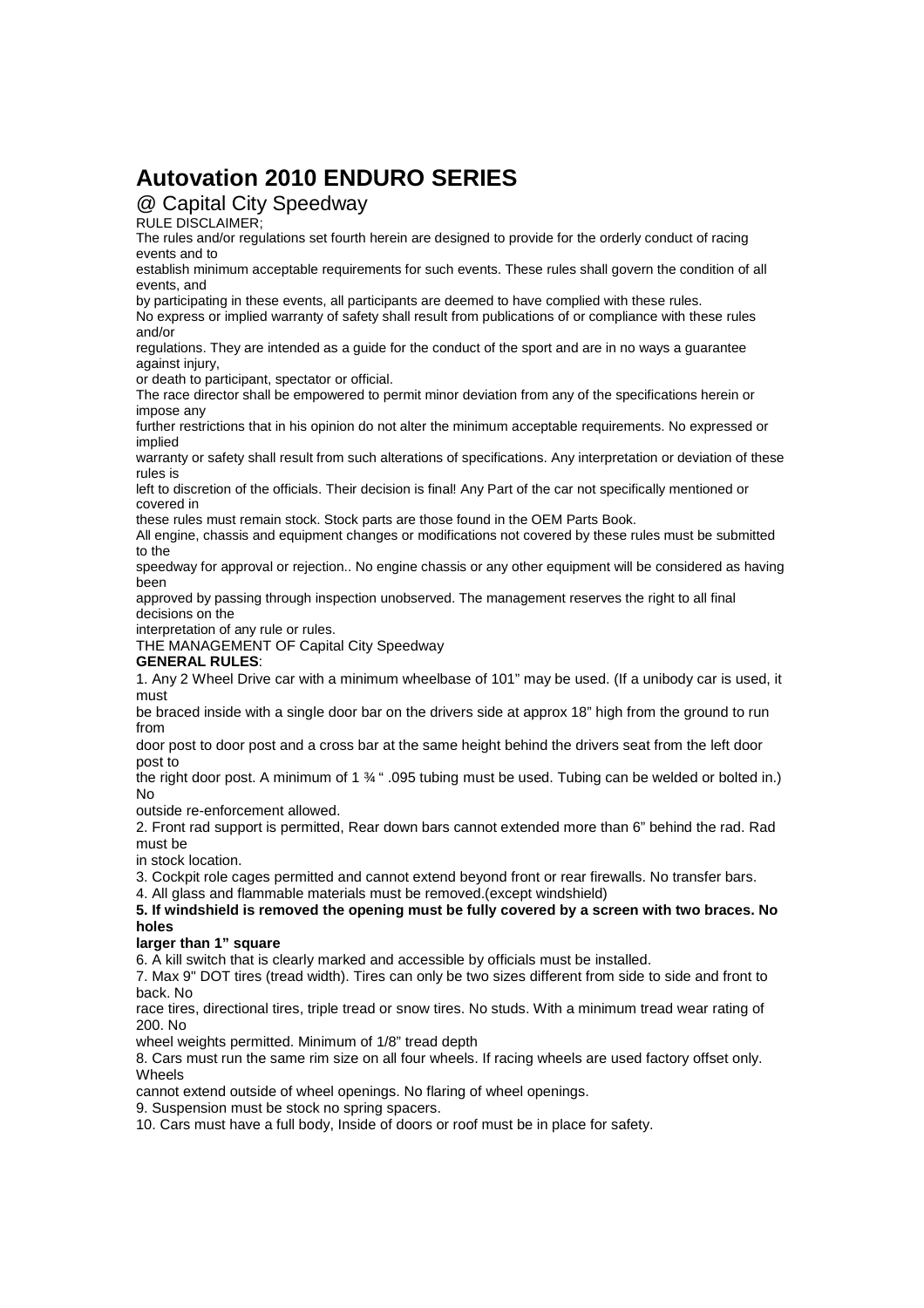# Autovation 2010 ENDURO SERIES

@ Capital City Speedway

RULE DISCLAIMER;

The rules and/or regulations set fourth herein are designed to provide for the orderly conduct of racing events and to establish minimum acceptable requirements for such events. These rules shall govern the condition of all events, and by participating in these events, all participants are deemed to have complied with these rules.

No express or implied warranty of safety shall result from publications of or compliance with these rules and/or regulations. They are intended as a guide for the conduct of the sport and are in no ways a guarantee against injury, or death to participant, spectator or official.

The race director shall be empowered to permit minor deviation from any of the specifications herein or impose any further restrictions that in his opinion do not alter the minimum acceptable requirements. No expressed or implied warranty or safety shall result from such alterations of specifications. Any interpretation or deviation of these rules is left to discretion of the officials. Their decision is final! Any Part of the car not specifically mentioned or covered in these rules must remain stock. Stock parts are those found in the OEM Parts Book.

All engine, chassis and equipment changes or modifications not covered by these rules must be submitted to the speedway for approval or rejection.. No engine chassis or any other equipment will be considered as having been approved by passing through inspection unobserved. The management reserves the right to all final decisions on the interpretation of any rule or rules.

THE MANAGEMENT OF Capital City Speedway

**GENERAL RULES**:

1. Any 2 Wheel Drive car with a minimum wheelbase of 101" may be used. (If a unibody car is used, it must be braced inside with a single door bar on the drivers side at approx 18" high from the ground to run from door post to door post and a cross bar at the same height behind the drivers seat from the left door post to the right door post. A minimum of 1 ¾ " .095 tubing must be used. Tubing can be welded or bolted in.) No outside re-enforcement allowed.
2. Front rad support is permitted, Rear down bars cannot extended more than 6" behind the rad. Rad must be in stock location.
3. Cockpit role cages permitted and cannot extend beyond front or rear firewalls. No transfer bars.
4. All glass and flammable materials must be removed.(except windshield)
5. **If windshield is removed the opening must be fully covered by a screen with two braces. No holes larger than 1" square**
6. A kill switch that is clearly marked and accessible by officials must be installed.
7. Max 9" DOT tires (tread width). Tires can only be two sizes different from side to side and front to back. No race tires, directional tires, triple tread or snow tires. No studs. With a minimum tread wear rating of 200. No wheel weights permitted. Minimum of 1/8" tread depth
8. Cars must run the same rim size on all four wheels. If racing wheels are used factory offset only. Wheels cannot extend outside of wheel openings. No flaring of wheel openings.
9. Suspension must be stock no spring spacers.
10. Cars must have a full body, Inside of doors or roof must be in place for safety.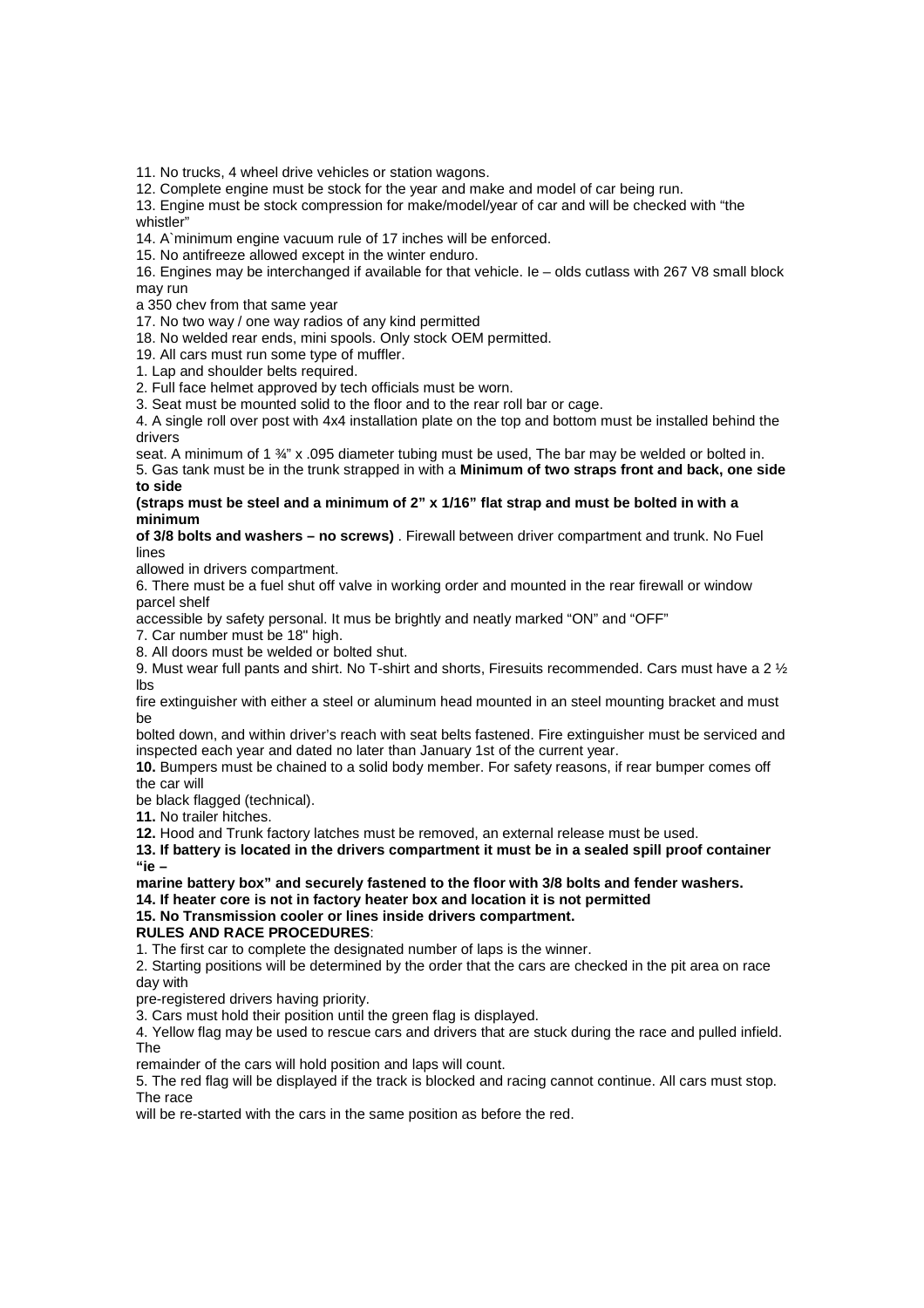11. No trucks, 4 wheel drive vehicles or station wagons.
12. Complete engine must be stock for the year and make and model of car being run.
13. Engine must be stock compression for make/model/year of car and will be checked with "the whistler"
14. A`minimum engine vacuum rule of 17 inches will be enforced.
15. No antifreeze allowed except in the winter enduro.
16. Engines may be interchanged if available for that vehicle. Ie – olds cutlass with 267 V8 small block may run a 350 chev from that same year
17. No two way / one way radios of any kind permitted
18. No welded rear ends, mini spools. Only stock OEM permitted.
19. All cars must run some type of muffler.

1. Lap and shoulder belts required.
2. Full face helmet approved by tech officials must be worn.
3. Seat must be mounted solid to the floor and to the rear roll bar or cage.
4. A single roll over post with 4x4 installation plate on the top and bottom must be installed behind the drivers seat. A minimum of 1 ¾" x .095 diameter tubing must be used, The bar may be welded or bolted in.
5. Gas tank must be in the trunk strapped in with a **Minimum of two straps front and back, one side to side (straps must be steel and a minimum of 2" x 1/16" flat strap and must be bolted in with a minimum of 3/8 bolts and washers – no screws)** . Firewall between driver compartment and trunk. No Fuel lines allowed in drivers compartment.
6. There must be a fuel shut off valve in working order and mounted in the rear firewall or window parcel shelf accessible by safety personal. It mus be brightly and neatly marked "ON" and "OFF"
7. Car number must be 18" high.
8. All doors must be welded or bolted shut.
9. Must wear full pants and shirt. No T-shirt and shorts, Firesuits recommended. Cars must have a 2 ½ lbs fire extinguisher with either a steel or aluminum head mounted in an steel mounting bracket and must be bolted down, and within driver's reach with seat belts fastened. Fire extinguisher must be serviced and inspected each year and dated no later than January 1st of the current year.
**10.** Bumpers must be chained to a solid body member. For safety reasons, if rear bumper comes off the car will be black flagged (technical).
**11.** No trailer hitches.
**12.** Hood and Trunk factory latches must be removed, an external release must be used.
**13. If battery is located in the drivers compartment it must be in a sealed spill proof container "ie – marine battery box" and securely fastened to the floor with 3/8 bolts and fender washers.**
**14. If heater core is not in factory heater box and location it is not permitted**
**15. No Transmission cooler or lines inside drivers compartment.**

**RULES AND RACE PROCEDURES**:

1. The first car to complete the designated number of laps is the winner.
2. Starting positions will be determined by the order that the cars are checked in the pit area on race day with pre-registered drivers having priority.
3. Cars must hold their position until the green flag is displayed.
4. Yellow flag may be used to rescue cars and drivers that are stuck during the race and pulled infield. The remainder of the cars will hold position and laps will count.
5. The red flag will be displayed if the track is blocked and racing cannot continue. All cars must stop. The race will be re-started with the cars in the same position as before the red.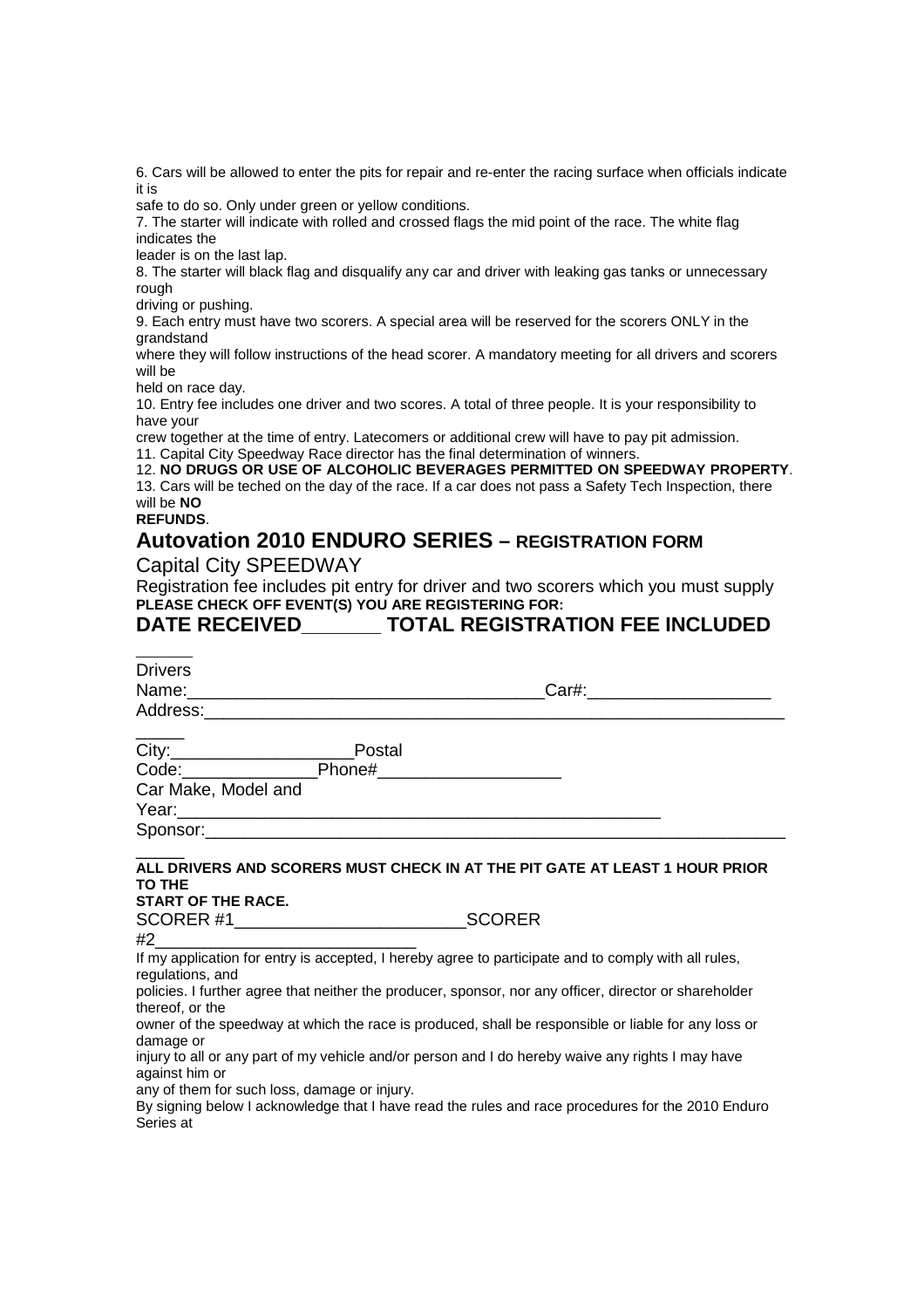6. Cars will be allowed to enter the pits for repair and re-enter the racing surface when officials indicate it is safe to do so. Only under green or yellow conditions.

7. The starter will indicate with rolled and crossed flags the mid point of the race. The white flag indicates the leader is on the last lap.

8. The starter will black flag and disqualify any car and driver with leaking gas tanks or unnecessary rough driving or pushing.

9. Each entry must have two scorers. A special area will be reserved for the scorers ONLY in the grandstand where they will follow instructions of the head scorer. A mandatory meeting for all drivers and scorers will be held on race day.

10. Entry fee includes one driver and two scores. A total of three people. It is your responsibility to have your crew together at the time of entry. Latecomers or additional crew will have to pay pit admission.

11. Capital City Speedway Race director has the final determination of winners.

12. **NO DRUGS OR USE OF ALCOHOLIC BEVERAGES PERMITTED ON SPEEDWAY PROPERTY**.

13. Cars will be teched on the day of the race. If a car does not pass a Safety Tech Inspection, there will be **NO REFUNDS**.

## Autovation 2010 ENDURO SERIES – REGISTRATION FORM

Capital City SPEEDWAY

Registration fee includes pit entry for driver and two scorers which you must supply

**PLEASE CHECK OFF EVENT(S) YOU ARE REGISTERING FOR:**

**DATE RECEIVED_______ TOTAL REGISTRATION FEE INCLUDED ______**

Drivers Name:_____________________________________Car#:___________________

Address:_____________________________________________________________________

City:___________________Postal Code:______________Phone#___________________

Car Make, Model and Year:___________________________________________________

Sponsor:_____________________________________________________________________

**ALL DRIVERS AND SCORERS MUST CHECK IN AT THE PIT GATE AT LEAST 1 HOUR PRIOR TO THE START OF THE RACE.**

SCORER #1________________________SCORER #2__________________________

If my application for entry is accepted, I hereby agree to participate and to comply with all rules, regulations, and policies. I further agree that neither the producer, sponsor, nor any officer, director or shareholder thereof, or the owner of the speedway at which the race is produced, shall be responsible or liable for any loss or damage or injury to all or any part of my vehicle and/or person and I do hereby waive any rights I may have against him or any of them for such loss, damage or injury.

By signing below I acknowledge that I have read the rules and race procedures for the 2010 Enduro Series at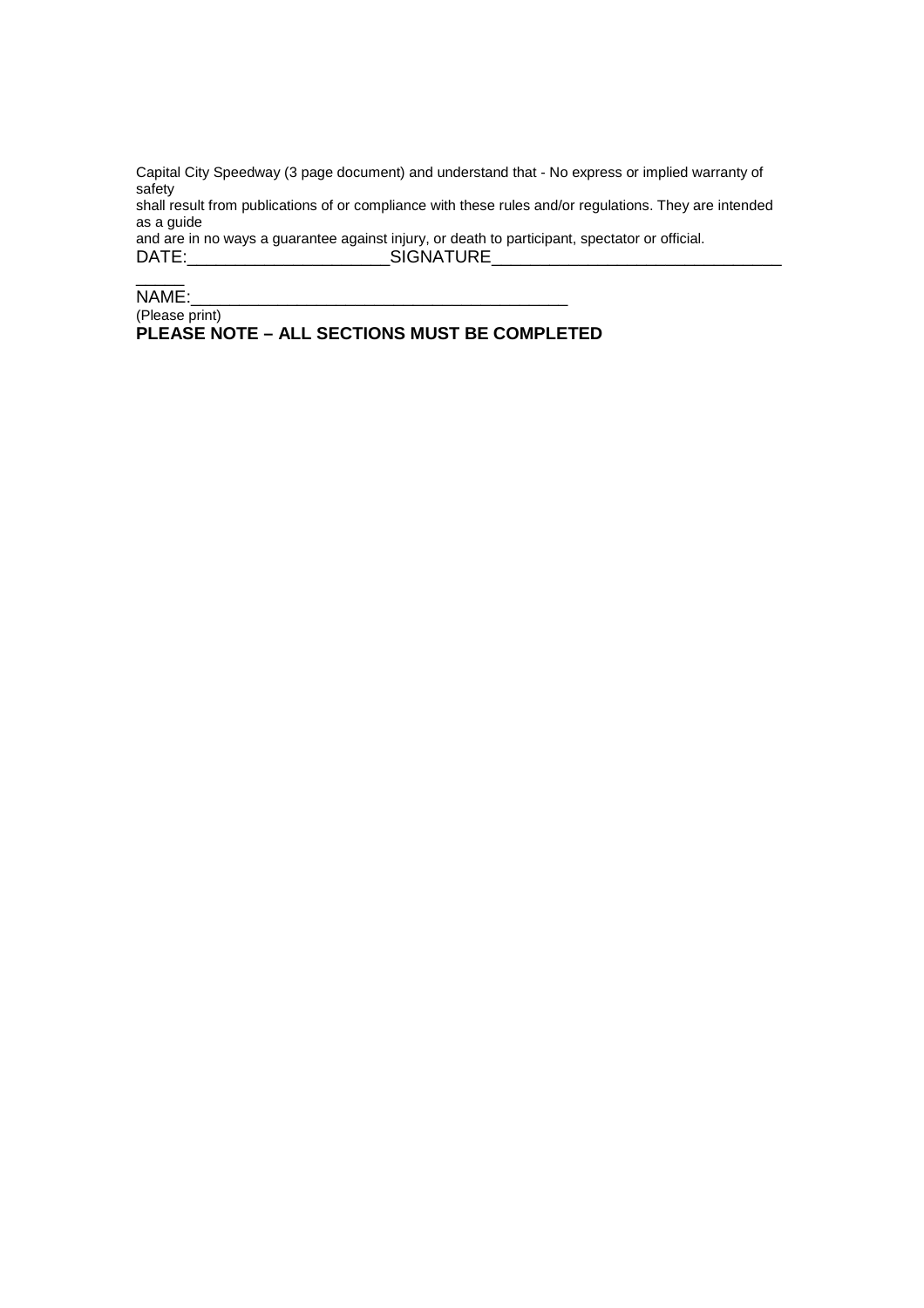Capital City Speedway (3 page document) and understand that - No express or implied warranty of safety
shall result from publications of or compliance with these rules and/or regulations. They are intended as a guide
and are in no ways a guarantee against injury, or death to participant, spectator or official.

DATE:_____________________SIGNATURE____________________________________

NAME:_______________________________________
(Please print)

**PLEASE NOTE – ALL SECTIONS MUST BE COMPLETED**